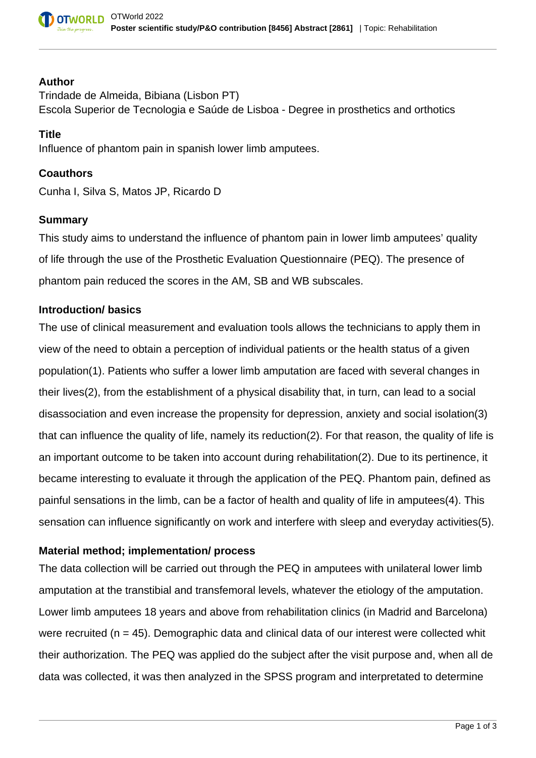### Author

Trindade de Almeida, Bibiana (Lisbon PT)
Escola Superior de Tecnologia e Saúde de Lisboa - Degree in prosthetics and orthotics

### Title

Influence of phantom pain in spanish lower limb amputees.

### Coauthors

Cunha I, Silva S, Matos JP, Ricardo D

### Summary

This study aims to understand the influence of phantom pain in lower limb amputees' quality of life through the use of the Prosthetic Evaluation Questionnaire (PEQ). The presence of phantom pain reduced the scores in the AM, SB and WB subscales.

### Introduction/ basics

The use of clinical measurement and evaluation tools allows the technicians to apply them in view of the need to obtain a perception of individual patients or the health status of a given population(1). Patients who suffer a lower limb amputation are faced with several changes in their lives(2), from the establishment of a physical disability that, in turn, can lead to a social disassociation and even increase the propensity for depression, anxiety and social isolation(3) that can influence the quality of life, namely its reduction(2). For that reason, the quality of life is an important outcome to be taken into account during rehabilitation(2). Due to its pertinence, it became interesting to evaluate it through the application of the PEQ. Phantom pain, defined as painful sensations in the limb, can be a factor of health and quality of life in amputees(4). This sensation can influence significantly on work and interfere with sleep and everyday activities(5).

### Material method; implementation/ process

The data collection will be carried out through the PEQ in amputees with unilateral lower limb amputation at the transtibial and transfemoral levels, whatever the etiology of the amputation. Lower limb amputees 18 years and above from rehabilitation clinics (in Madrid and Barcelona) were recruited (n = 45). Demographic data and clinical data of our interest were collected whit their authorization. The PEQ was applied do the subject after the visit purpose and, when all de data was collected, it was then analyzed in the SPSS program and interpretated to determine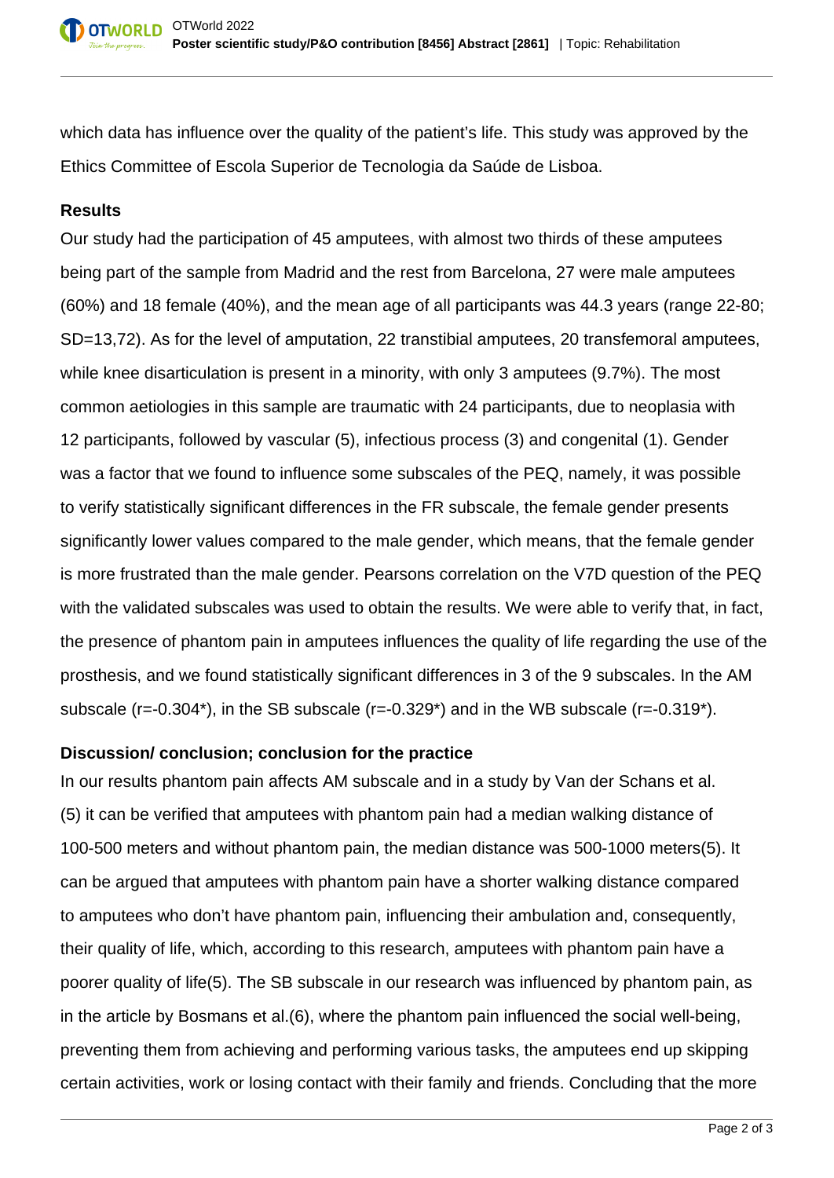which data has influence over the quality of the patient's life. This study was approved by the Ethics Committee of Escola Superior de Tecnologia da Saúde de Lisboa.

**Results**

Our study had the participation of 45 amputees, with almost two thirds of these amputees being part of the sample from Madrid and the rest from Barcelona, 27 were male amputees (60%) and 18 female (40%), and the mean age of all participants was 44.3 years (range 22-80; SD=13,72). As for the level of amputation, 22 transtibial amputees, 20 transfemoral amputees, while knee disarticulation is present in a minority, with only 3 amputees (9.7%). The most common aetiologies in this sample are traumatic with 24 participants, due to neoplasia with 12 participants, followed by vascular (5), infectious process (3) and congenital (1). Gender was a factor that we found to influence some subscales of the PEQ, namely, it was possible to verify statistically significant differences in the FR subscale, the female gender presents significantly lower values compared to the male gender, which means, that the female gender is more frustrated than the male gender. Pearsons correlation on the V7D question of the PEQ with the validated subscales was used to obtain the results. We were able to verify that, in fact, the presence of phantom pain in amputees influences the quality of life regarding the use of the prosthesis, and we found statistically significant differences in 3 of the 9 subscales. In the AM subscale (r=-0.304*), in the SB subscale (r=-0.329*) and in the WB subscale (r=-0.319*).

**Discussion/ conclusion; conclusion for the practice**

In our results phantom pain affects AM subscale and in a study by Van der Schans et al. (5) it can be verified that amputees with phantom pain had a median walking distance of 100-500 meters and without phantom pain, the median distance was 500-1000 meters(5). It can be argued that amputees with phantom pain have a shorter walking distance compared to amputees who don't have phantom pain, influencing their ambulation and, consequently, their quality of life, which, according to this research, amputees with phantom pain have a poorer quality of life(5). The SB subscale in our research was influenced by phantom pain, as in the article by Bosmans et al.(6), where the phantom pain influenced the social well-being, preventing them from achieving and performing various tasks, the amputees end up skipping certain activities, work or losing contact with their family and friends. Concluding that the more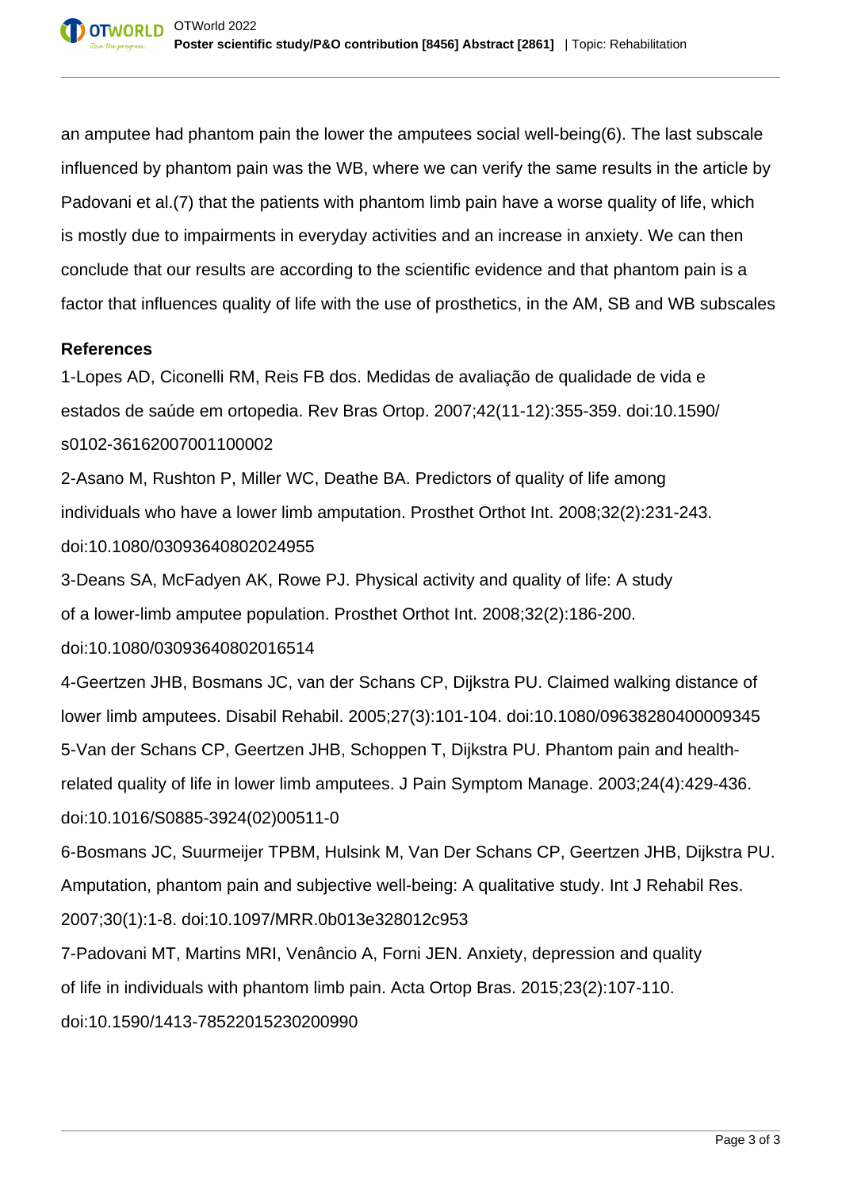an amputee had phantom pain the lower the amputees social well-being(6). The last subscale influenced by phantom pain was the WB, where we can verify the same results in the article by Padovani et al.(7) that the patients with phantom limb pain have a worse quality of life, which is mostly due to impairments in everyday activities and an increase in anxiety. We can then conclude that our results are according to the scientific evidence and that phantom pain is a factor that influences quality of life with the use of prosthetics, in the AM, SB and WB subscales

**References**

1-Lopes AD, Ciconelli RM, Reis FB dos. Medidas de avaliação de qualidade de vida e estados de saúde em ortopedia. Rev Bras Ortop. 2007;42(11-12):355-359. doi:10.1590/s0102-36162007001100002

2-Asano M, Rushton P, Miller WC, Deathe BA. Predictors of quality of life among individuals who have a lower limb amputation. Prosthet Orthot Int. 2008;32(2):231-243. doi:10.1080/03093640802024955

3-Deans SA, McFadyen AK, Rowe PJ. Physical activity and quality of life: A study of a lower-limb amputee population. Prosthet Orthot Int. 2008;32(2):186-200. doi:10.1080/03093640802016514

4-Geertzen JHB, Bosmans JC, van der Schans CP, Dijkstra PU. Claimed walking distance of lower limb amputees. Disabil Rehabil. 2005;27(3):101-104. doi:10.1080/09638280400009345

5-Van der Schans CP, Geertzen JHB, Schoppen T, Dijkstra PU. Phantom pain and health-related quality of life in lower limb amputees. J Pain Symptom Manage. 2003;24(4):429-436. doi:10.1016/S0885-3924(02)00511-0

6-Bosmans JC, Suurmeijer TPBM, Hulsink M, Van Der Schans CP, Geertzen JHB, Dijkstra PU. Amputation, phantom pain and subjective well-being: A qualitative study. Int J Rehabil Res. 2007;30(1):1-8. doi:10.1097/MRR.0b013e328012c953

7-Padovani MT, Martins MRI, Venâncio A, Forni JEN. Anxiety, depression and quality of life in individuals with phantom limb pain. Acta Ortop Bras. 2015;23(2):107-110. doi:10.1590/1413-78522015230200990